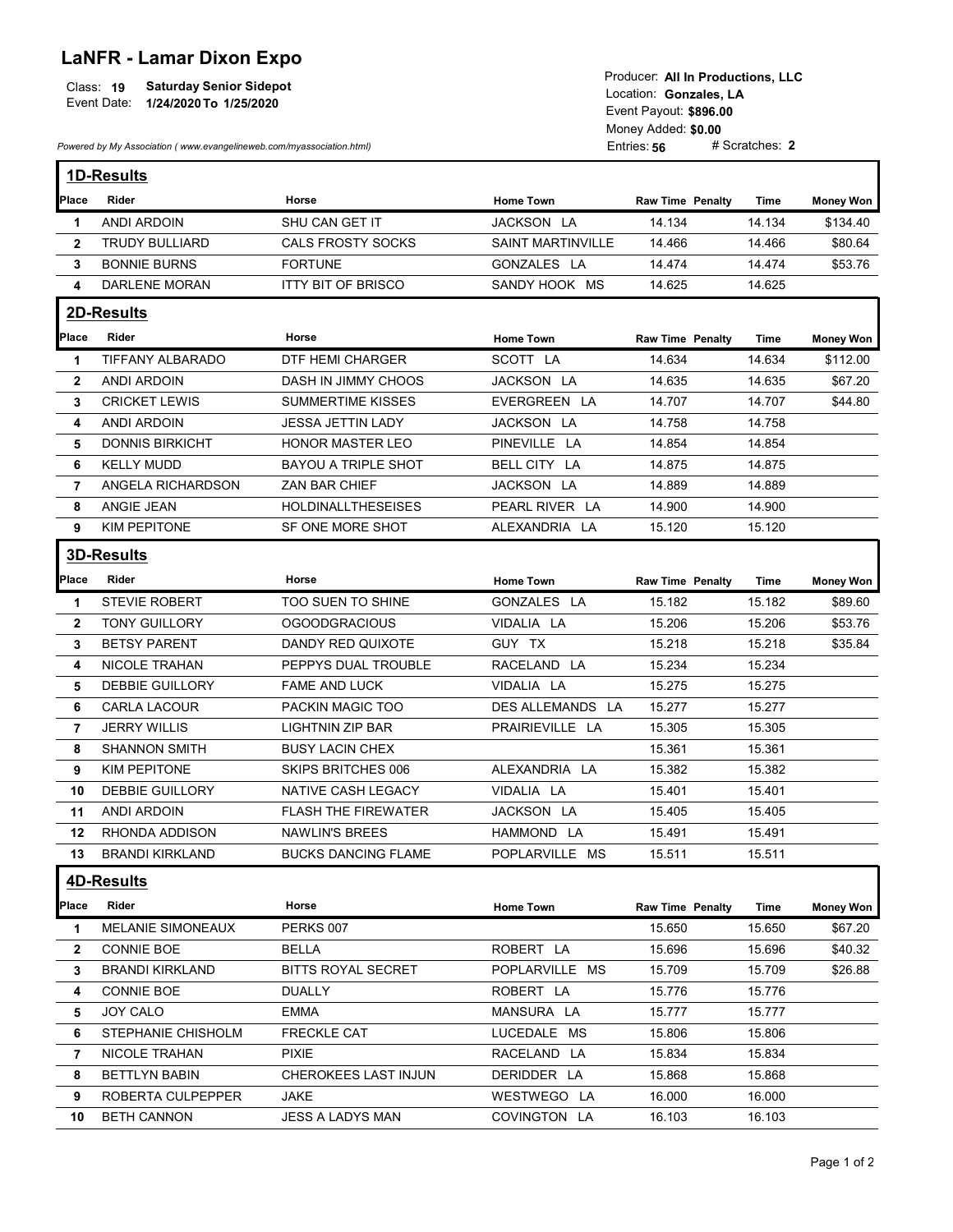# LaNFR - Lamar Dixon Expo

Class: **19** **Saturday Senior Sidepot**
Event Date: **1/24/2020 To 1/25/2020**

Producer: **All In Productions, LLC**
Location: **Gonzales, LA**
Event Payout: **$896.00**
Money Added: **$0.00**
Entries: **56** # Scratches: **2**

*Powered by My Association ( www.evangelineweb.com/myassociation.html)*

## 1D-Results

| Place | Rider | Horse | Home Town | Raw Time | Penalty | Time | Money Won |
|---|---|---|---|---|---|---|---|
| 1 | ANDI ARDOIN | SHU CAN GET IT | JACKSON LA | 14.134 | | 14.134 | $134.40 |
| 2 | TRUDY BULLIARD | CALS FROSTY SOCKS | SAINT MARTINVILLE | 14.466 | | 14.466 | $80.64 |
| 3 | BONNIE BURNS | FORTUNE | GONZALES LA | 14.474 | | 14.474 | $53.76 |
| 4 | DARLENE MORAN | ITTY BIT OF BRISCO | SANDY HOOK MS | 14.625 | | 14.625 | |

## 2D-Results

| Place | Rider | Horse | Home Town | Raw Time | Penalty | Time | Money Won |
|---|---|---|---|---|---|---|---|
| 1 | TIFFANY ALBARADO | DTF HEMI CHARGER | SCOTT LA | 14.634 | | 14.634 | $112.00 |
| 2 | ANDI ARDOIN | DASH IN JIMMY CHOOS | JACKSON LA | 14.635 | | 14.635 | $67.20 |
| 3 | CRICKET LEWIS | SUMMERTIME KISSES | EVERGREEN LA | 14.707 | | 14.707 | $44.80 |
| 4 | ANDI ARDOIN | JESSA JETTIN LADY | JACKSON LA | 14.758 | | 14.758 | |
| 5 | DONNIS BIRKICHT | HONOR MASTER LEO | PINEVILLE LA | 14.854 | | 14.854 | |
| 6 | KELLY MUDD | BAYOU A TRIPLE SHOT | BELL CITY LA | 14.875 | | 14.875 | |
| 7 | ANGELA RICHARDSON | ZAN BAR CHIEF | JACKSON LA | 14.889 | | 14.889 | |
| 8 | ANGIE JEAN | HOLDINALLTHESEISES | PEARL RIVER LA | 14.900 | | 14.900 | |
| 9 | KIM PEPITONE | SF ONE MORE SHOT | ALEXANDRIA LA | 15.120 | | 15.120 | |

## 3D-Results

| Place | Rider | Horse | Home Town | Raw Time | Penalty | Time | Money Won |
|---|---|---|---|---|---|---|---|
| 1 | STEVIE ROBERT | TOO SUEN TO SHINE | GONZALES LA | 15.182 | | 15.182 | $89.60 |
| 2 | TONY GUILLORY | OGOODGRACIOUS | VIDALIA LA | 15.206 | | 15.206 | $53.76 |
| 3 | BETSY PARENT | DANDY RED QUIXOTE | GUY TX | 15.218 | | 15.218 | $35.84 |
| 4 | NICOLE TRAHAN | PEPPYS DUAL TROUBLE | RACELAND LA | 15.234 | | 15.234 | |
| 5 | DEBBIE GUILLORY | FAME AND LUCK | VIDALIA LA | 15.275 | | 15.275 | |
| 6 | CARLA LACOUR | PACKIN MAGIC TOO | DES ALLEMANDS LA | 15.277 | | 15.277 | |
| 7 | JERRY WILLIS | LIGHTNIN ZIP BAR | PRAIRIEVILLE LA | 15.305 | | 15.305 | |
| 8 | SHANNON SMITH | BUSY LACIN CHEX | | 15.361 | | 15.361 | |
| 9 | KIM PEPITONE | SKIPS BRITCHES 006 | ALEXANDRIA LA | 15.382 | | 15.382 | |
| 10 | DEBBIE GUILLORY | NATIVE CASH LEGACY | VIDALIA LA | 15.401 | | 15.401 | |
| 11 | ANDI ARDOIN | FLASH THE FIREWATER | JACKSON LA | 15.405 | | 15.405 | |
| 12 | RHONDA ADDISON | NAWLIN'S BREES | HAMMOND LA | 15.491 | | 15.491 | |
| 13 | BRANDI KIRKLAND | BUCKS DANCING FLAME | POPLARVILLE MS | 15.511 | | 15.511 | |

## 4D-Results

| Place | Rider | Horse | Home Town | Raw Time | Penalty | Time | Money Won |
|---|---|---|---|---|---|---|---|
| 1 | MELANIE SIMONEAUX | PERKS 007 | | 15.650 | | 15.650 | $67.20 |
| 2 | CONNIE BOE | BELLA | ROBERT LA | 15.696 | | 15.696 | $40.32 |
| 3 | BRANDI KIRKLAND | BITTS ROYAL SECRET | POPLARVILLE MS | 15.709 | | 15.709 | $26.88 |
| 4 | CONNIE BOE | DUALLY | ROBERT LA | 15.776 | | 15.776 | |
| 5 | JOY CALO | EMMA | MANSURA LA | 15.777 | | 15.777 | |
| 6 | STEPHANIE CHISHOLM | FRECKLE CAT | LUCEDALE MS | 15.806 | | 15.806 | |
| 7 | NICOLE TRAHAN | PIXIE | RACELAND LA | 15.834 | | 15.834 | |
| 8 | BETTLYN BABIN | CHEROKEES LAST INJUN | DERIDDER LA | 15.868 | | 15.868 | |
| 9 | ROBERTA CULPEPPER | JAKE | WESTWEGO LA | 16.000 | | 16.000 | |
| 10 | BETH CANNON | JESS A LADYS MAN | COVINGTON LA | 16.103 | | 16.103 | |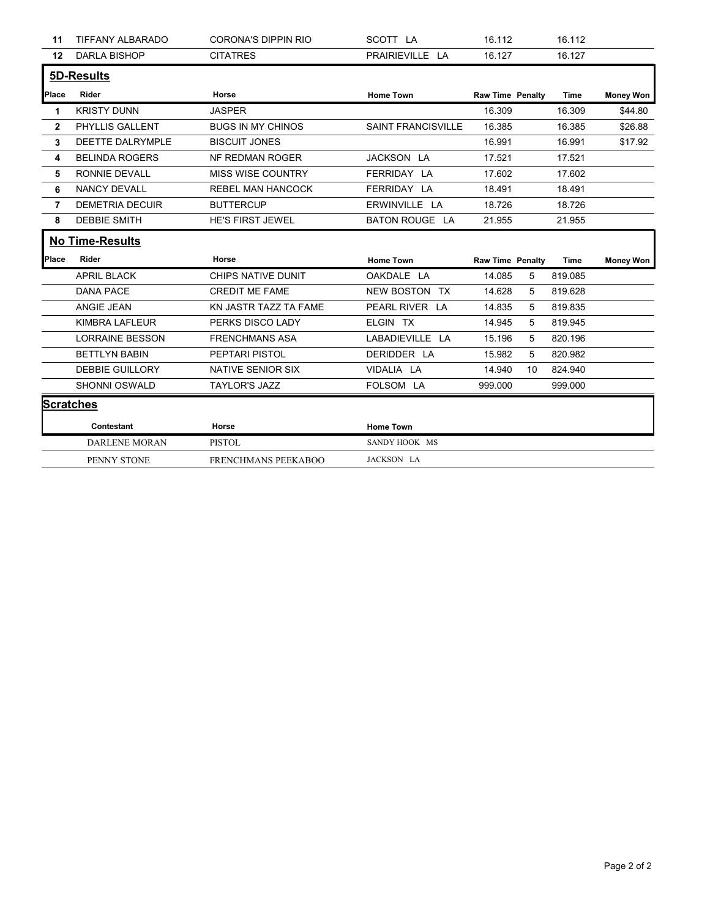| | | | | | | | |
|---|---|---|---|---|---|---|---|
| 11 | TIFFANY ALBARADO | CORONA'S DIPPIN RIO | SCOTT LA | 16.112 | | 16.112 | |
| 12 | DARLA BISHOP | CITATRES | PRAIRIEVILLE LA | 16.127 | | 16.127 | |

## 5D-Results

| Place | Rider | Horse | Home Town | Raw Time | Penalty | Time | Money Won |
|---|---|---|---|---|---|---|---|
| 1 | KRISTY DUNN | JASPER | | 16.309 | | 16.309 | $44.80 |
| 2 | PHYLLIS GALLENT | BUGS IN MY CHINOS | SAINT FRANCISVILLE | 16.385 | | 16.385 | $26.88 |
| 3 | DEETTE DALRYMPLE | BISCUIT JONES | | 16.991 | | 16.991 | $17.92 |
| 4 | BELINDA ROGERS | NF REDMAN ROGER | JACKSON LA | 17.521 | | 17.521 | |
| 5 | RONNIE DEVALL | MISS WISE COUNTRY | FERRIDAY LA | 17.602 | | 17.602 | |
| 6 | NANCY DEVALL | REBEL MAN HANCOCK | FERRIDAY LA | 18.491 | | 18.491 | |
| 7 | DEMETRIA DECUIR | BUTTERCUP | ERWINVILLE LA | 18.726 | | 18.726 | |
| 8 | DEBBIE SMITH | HE'S FIRST JEWEL | BATON ROUGE LA | 21.955 | | 21.955 | |

## No Time-Results

| Place | Rider | Horse | Home Town | Raw Time | Penalty | Time | Money Won |
|---|---|---|---|---|---|---|---|
| | APRIL BLACK | CHIPS NATIVE DUNIT | OAKDALE LA | 14.085 | 5 | 819.085 | |
| | DANA PACE | CREDIT ME FAME | NEW BOSTON TX | 14.628 | 5 | 819.628 | |
| | ANGIE JEAN | KN JASTR TAZZ TA FAME | PEARL RIVER LA | 14.835 | 5 | 819.835 | |
| | KIMBRA LAFLEUR | PERKS DISCO LADY | ELGIN TX | 14.945 | 5 | 819.945 | |
| | LORRAINE BESSON | FRENCHMANS ASA | LABADIEVILLE LA | 15.196 | 5 | 820.196 | |
| | BETTLYN BABIN | PEPTARI PISTOL | DERIDDER LA | 15.982 | 5 | 820.982 | |
| | DEBBIE GUILLORY | NATIVE SENIOR SIX | VIDALIA LA | 14.940 | 10 | 824.940 | |
| | SHONNI OSWALD | TAYLOR'S JAZZ | FOLSOM LA | 999.000 | | 999.000 | |

## Scratches

| Contestant | Horse | Home Town |
|---|---|---|
| DARLENE MORAN | PISTOL | SANDY HOOK MS |
| PENNY STONE | FRENCHMANS PEEKABOO | JACKSON LA |